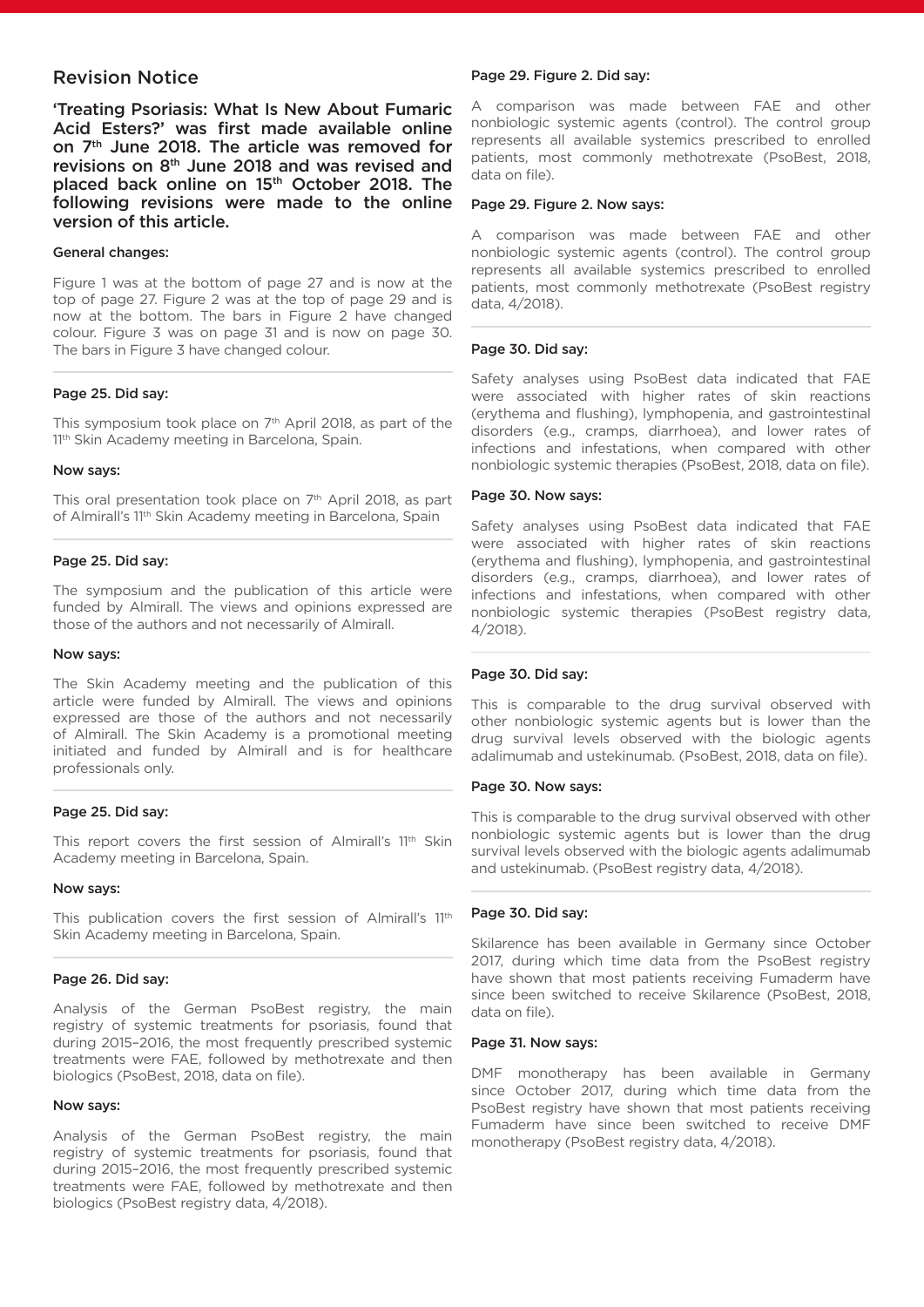## Revision Notice

**'Treating Psoriasis: What Is New About Fumaric Acid Esters?' was first made available online on 7th June 2018. The article was removed for revisions on 8th June 2018 and was revised and placed back online on 15th October 2018. The following revisions were made to the online version of this article.**

#### General changes:

Figure 1 was at the bottom of page 27 and is now at the top of page 27. Figure 2 was at the top of page 29 and is now at the bottom. The bars in Figure 2 have changed colour. Figure 3 was on page 31 and is now on page 30. The bars in Figure 3 have changed colour.

---

#### Page 25. Did say:

This symposium took place on 7th April 2018, as part of the 11th Skin Academy meeting in Barcelona, Spain.

#### Now says:

This oral presentation took place on 7th April 2018, as part of Almirall's 11th Skin Academy meeting in Barcelona, Spain

---

#### Page 25. Did say:

The symposium and the publication of this article were funded by Almirall. The views and opinions expressed are those of the authors and not necessarily of Almirall.

#### Now says:

The Skin Academy meeting and the publication of this article were funded by Almirall. The views and opinions expressed are those of the authors and not necessarily of Almirall. The Skin Academy is a promotional meeting initiated and funded by Almiral and is for healthcare professionals only.

---

#### Page 25. Did say:

This report covers the first session of Almirall's 11th Skin Academy meeting in Barcelona, Spain.

#### Now says:

This publication covers the first session of Almirall's 11th Skin Academy meeting in Barcelona, Spain.

---

#### Page 26. Did say:

Analysis of the German PsoBest registry, the main registry of systemic treatments for psoriasis, found that during 2015–2016, the most frequently prescribed systemic treatments were FAE, followed by methotrexate and then biologics (PsoBest, 2018, data on file).

#### Now says:

Analysis of the German PsoBest registry, the main registry of systemic treatments for psoriasis, found that during 2015–2016, the most frequently prescribed systemic treatments were FAE, followed by methotrexate and then biologics (PsoBest registry data, 4/2018).

#### Page 29. Figure 2. Did say:

A comparison was made between FAE and other nonbiologic systemic agents (control). The control group represents all available systemics prescribed to enrolled patients, most commonly methotrexate (PsoBest, 2018, data on file).

#### Page 29. Figure 2. Now says:

A comparison was made between FAE and other nonbiologic systemic agents (control). The control group represents all available systemics prescribed to enrolled patients, most commonly methotrexate (PsoBest registry data, 4/2018).

---

#### Page 30. Did say:

Safety analyses using PsoBest data indicated that FAE were associated with higher rates of skin reactions (erythema and flushing), lymphopenia, and gastrointestinal disorders (e.g., cramps, diarrhoea), and lower rates of infections and infestations, when compared with other nonbiologic systemic therapies (PsoBest, 2018, data on file).

#### Page 30. Now says:

Safety analyses using PsoBest data indicated that FAE were associated with higher rates of skin reactions (erythema and flushing), lymphopenia, and gastrointestinal disorders (e.g., cramps, diarrhoea), and lower rates of infections and infestations, when compared with other nonbiologic systemic therapies (PsoBest registry data, 4/2018).

---

#### Page 30. Did say:

This is comparable to the drug survival observed with other nonbiologic systemic agents but is lower than the drug survival levels observed with the biologic agents adalimumab and ustekinumab. (PsoBest, 2018, data on file).

#### Page 30. Now says:

This is comparable to the drug survival observed with other nonbiologic systemic agents but is lower than the drug survival levels observed with the biologic agents adalimumab and ustekinumab. (PsoBest registry data, 4/2018).

---

#### Page 30. Did say:

Skilarence has been available in Germany since October 2017, during which time data from the PsoBest registry have shown that most patients receiving Fumaderm have since been switched to receive Skilarence (PsoBest, 2018, data on file).

#### Page 31. Now says:

DMF monotherapy has been available in Germany since October 2017, during which time data from the PsoBest registry have shown that most patients receiving Fumaderm have since been switched to receive DMF monotherapy (PsoBest registry data, 4/2018).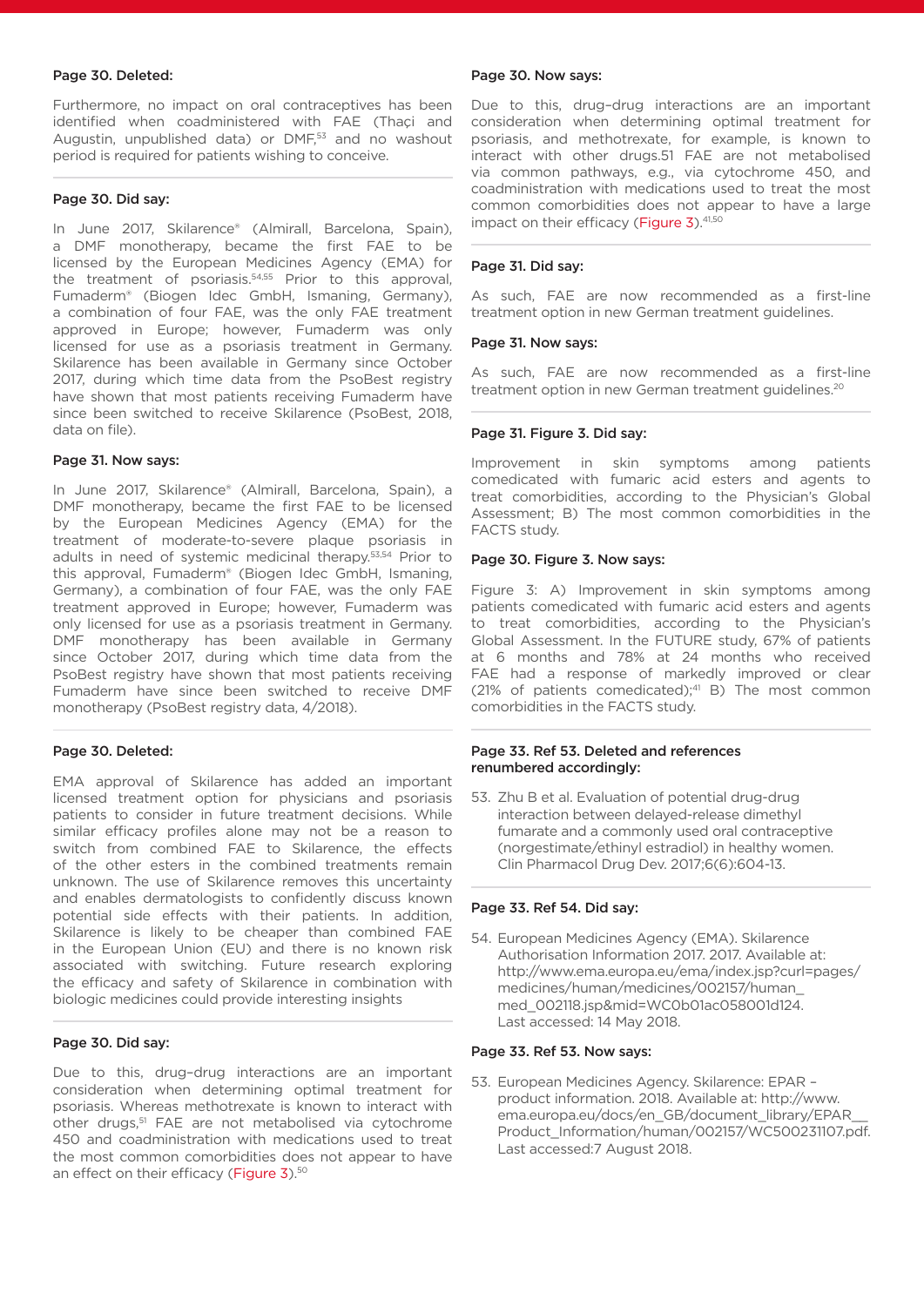**Page 30. Deleted:**

Furthermore, no impact on oral contraceptives has been identified when coadministered with FAE (Thaçi and Augustin, unpublished data) or DMF,[53] and no washout period is required for patients wishing to conceive.

**Page 30. Did say:**

In June 2017, Skilarence® (Almirall, Barcelona, Spain), a DMF monotherapy, became the first FAE to be licensed by the European Medicines Agency (EMA) for the treatment of psoriasis.[54,55] Prior to this approval, Fumaderm® (Biogen Idec GmbH, Ismaning, Germany), a combination of four FAE, was the only FAE treatment approved in Europe; however, Fumaderm was only licensed for use as a psoriasis treatment in Germany. Skilarence has been available in Germany since October 2017, during which time data from the PsoBest registry have shown that most patients receiving Fumaderm have since been switched to receive Skilarence (PsoBest, 2018, data on file).

**Page 31. Now says:**

In June 2017, Skilarence® (Almirall, Barcelona, Spain), a DMF monotherapy, became the first FAE to be licensed by the European Medicines Agency (EMA) for the treatment of moderate-to-severe plaque psoriasis in adults in need of systemic medicinal therapy.[53,54] Prior to this approval, Fumaderm® (Biogen Idec GmbH, Ismaning, Germany), a combination of four FAE, was the only FAE treatment approved in Europe; however, Fumaderm was only licensed for use as a psoriasis treatment in Germany. DMF monotherapy has been available in Germany since October 2017, during which time data from the PsoBest registry have shown that most patients receiving Fumaderm have since been switched to receive DMF monotherapy (PsoBest registry data, 4/2018).

**Page 30. Deleted:**

EMA approval of Skilarence has added an important licensed treatment option for physicians and psoriasis patients to consider in future treatment decisions. While similar efficacy profiles alone may not be a reason to switch from combined FAE to Skilarence, the effects of the other esters in the combined treatments remain unknown. The use of Skilarence removes this uncertainty and enables dermatologists to confidently discuss known potential side effects with their patients. In addition, Skilarence is likely to be cheaper than combined FAE in the European Union (EU) and there is no known risk associated with switching. Future research exploring the efficacy and safety of Skilarence in combination with biologic medicines could provide interesting insights

**Page 30. Did say:**

Due to this, drug–drug interactions are an important consideration when determining optimal treatment for psoriasis. Whereas methotrexate is known to interact with other drugs,[51] FAE are not metabolised via cytochrome 450 and coadministration with medications used to treat the most common comorbidities does not appear to have an effect on their efficacy (Figure 3).[50]

**Page 30. Now says:**

Due to this, drug–drug interactions are an important consideration when determining optimal treatment for psoriasis, and methotrexate, for example, is known to interact with other drugs.51 FAE are not metabolised via common pathways, e.g., via cytochrome 450, and coadministration with medications used to treat the most common comorbidities does not appear to have a large impact on their efficacy (Figure 3).[41,50]

**Page 31. Did say:**

As such, FAE are now recommended as a first-line treatment option in new German treatment guidelines.

**Page 31. Now says:**

As such, FAE are now recommended as a first-line treatment option in new German treatment guidelines.[20]

**Page 31. Figure 3. Did say:**

Improvement in skin symptoms among patients comedicated with fumaric acid esters and agents to treat comorbidities, according to the Physician's Global Assessment; B) The most common comorbidities in the FACTS study.

**Page 30. Figure 3. Now says:**

Figure 3: A) Improvement in skin symptoms among patients comedicated with fumaric acid esters and agents to treat comorbidities, according to the Physician's Global Assessment. In the FUTURE study, 67% of patients at 6 months and 78% at 24 months who received FAE had a response of markedly improved or clear (21% of patients comedicated);[41] B) The most common comorbidities in the FACTS study.

**Page 33. Ref 53. Deleted and references renumbered accordingly:**

53. Zhu B et al. Evaluation of potential drug-drug interaction between delayed-release dimethyl fumarate and a commonly used oral contraceptive (norgestimate/ethinyl estradiol) in healthy women. Clin Pharmacol Drug Dev. 2017;6(6):604-13.

**Page 33. Ref 54. Did say:**

54. European Medicines Agency (EMA). Skilarence Authorisation Information 2017. 2017. Available at: http://www.ema.europa.eu/ema/index.jsp?curl=pages/medicines/human/medicines/002157/human_med_002118.jsp&mid=WC0b01ac058001d124. Last accessed: 14 May 2018.

**Page 33. Ref 53. Now says:**

53. European Medicines Agency. Skilarence: EPAR – product information. 2018. Available at: http://www.ema.europa.eu/docs/en_GB/document_library/EPAR__Product_Information/human/002157/WC500231107.pdf. Last accessed:7 August 2018.